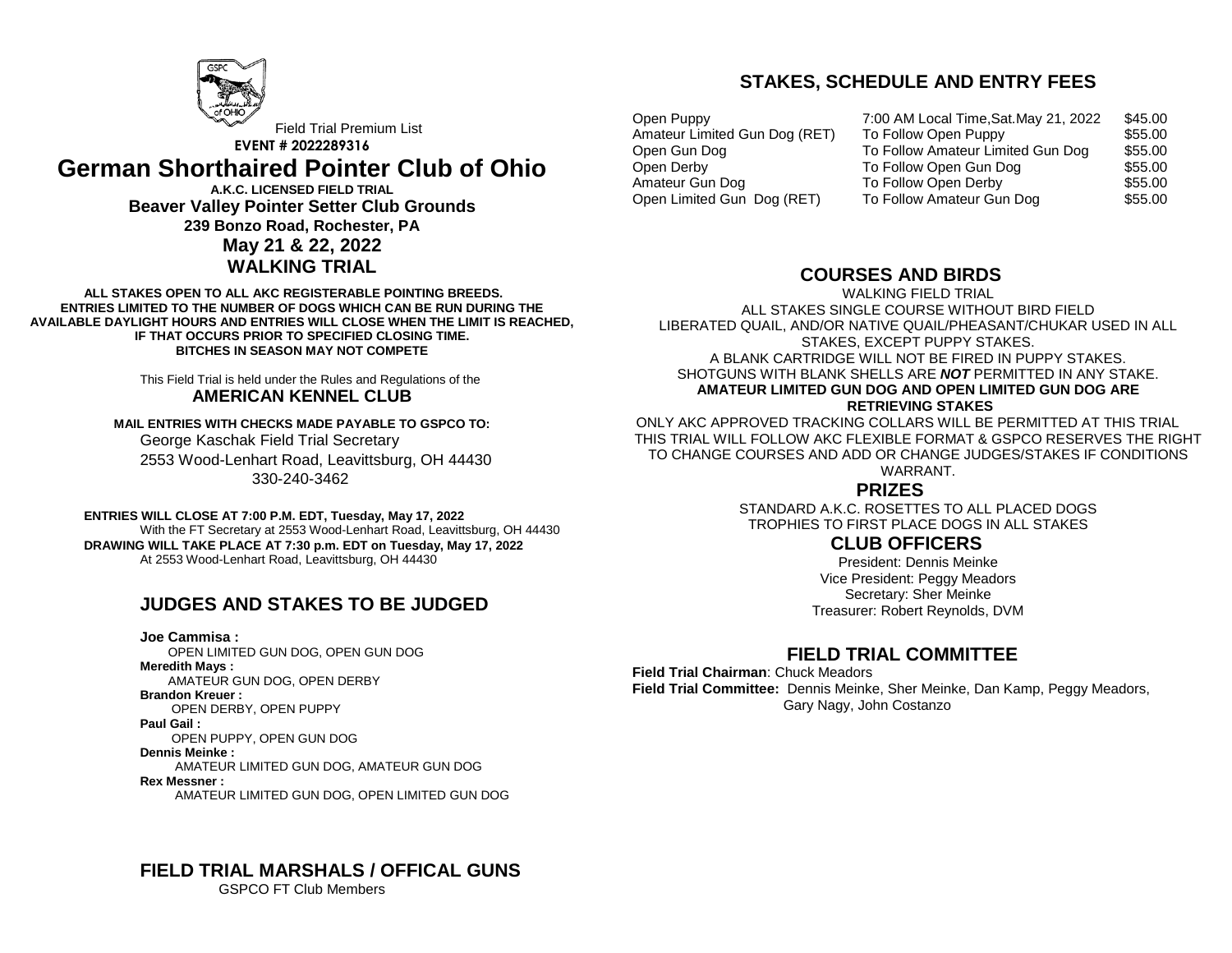Field Trial Premium List

**EVENT # 2022289316**

# German Shorthaired Pointer Club of Ohio

**A.K.C. LICENSED FIELD TRIAL**

**Beaver Valley Pointer Setter Club Grounds**

**239 Bonzo Road, Rochester, PA**

**May 21 & 22, 2022**

**WALKING TRIAL**

**ALL STAKES OPEN TO ALL AKC REGISTERABLE POINTING BREEDS.**
**ENTRIES LIMITED TO THE NUMBER OF DOGS WHICH CAN BE RUN DURING THE AVAILABLE DAYLIGHT HOURS AND ENTRIES WILL CLOSE WHEN THE LIMIT IS REACHED, IF THAT OCCURS PRIOR TO SPECIFIED CLOSING TIME.**
**BITCHES IN SEASON MAY NOT COMPETE**

This Field Trial is held under the Rules and Regulations of the

**AMERICAN KENNEL CLUB**

**MAIL ENTRIES WITH CHECKS MADE PAYABLE TO GSPCO TO:**

George Kaschak Field Trial Secretary
2553 Wood-Lenhart Road, Leavittsburg, OH 44430
330-240-3462

**ENTRIES WILL CLOSE AT 7:00 P.M. EDT, Tuesday, May 17, 2022**
With the FT Secretary at 2553 Wood-Lenhart Road, Leavittsburg, OH 44430
**DRAWING WILL TAKE PLACE AT 7:30 p.m. EDT on Tuesday, May 17, 2022**
At 2553 Wood-Lenhart Road, Leavittsburg, OH 44430

## JUDGES AND STAKES TO BE JUDGED

**Joe Cammisa :**
OPEN LIMITED GUN DOG, OPEN GUN DOG
**Meredith Mays :**
AMATEUR GUN DOG, OPEN DERBY
**Brandon Kreuer :**
OPEN DERBY, OPEN PUPPY
**Paul Gail :**
OPEN PUPPY, OPEN GUN DOG
**Dennis Meinke :**
AMATEUR LIMITED GUN DOG, AMATEUR GUN DOG
**Rex Messner :**
AMATEUR LIMITED GUN DOG, OPEN LIMITED GUN DOG

## FIELD TRIAL MARSHALS / OFFICAL GUNS

GSPCO FT Club Members

## STAKES, SCHEDULE AND ENTRY FEES

| | | |
|---|---|---|
| Open Puppy | 7:00 AM Local Time,Sat.May 21, 2022 | $45.00 |
| Amateur Limited Gun Dog (RET) | To Follow Open Puppy | $55.00 |
| Open Gun Dog | To Follow Amateur Limited Gun Dog | $55.00 |
| Open Derby | To Follow Open Gun Dog | $55.00 |
| Amateur Gun Dog | To Follow Open Derby | $55.00 |
| Open Limited Gun Dog (RET) | To Follow Amateur Gun Dog | $55.00 |

## COURSES AND BIRDS

WALKING FIELD TRIAL
ALL STAKES SINGLE COURSE WITHOUT BIRD FIELD
LIBERATED QUAIL, AND/OR NATIVE QUAIL/PHEASANT/CHUKAR USED IN ALL STAKES, EXCEPT PUPPY STAKES.
A BLANK CARTRIDGE WILL NOT BE FIRED IN PUPPY STAKES.
SHOTGUNS WITH BLANK SHELLS ARE ***NOT*** PERMITTED IN ANY STAKE.
**AMATEUR LIMITED GUN DOG AND OPEN LIMITED GUN DOG ARE RETRIEVING STAKES**
ONLY AKC APPROVED TRACKING COLLARS WILL BE PERMITTED AT THIS TRIAL
THIS TRIAL WILL FOLLOW AKC FLEXIBLE FORMAT & GSPCO RESERVES THE RIGHT TO CHANGE COURSES AND ADD OR CHANGE JUDGES/STAKES IF CONDITIONS WARRANT.

## PRIZES

STANDARD A.K.C. ROSETTES TO ALL PLACED DOGS
TROPHIES TO FIRST PLACE DOGS IN ALL STAKES

## CLUB OFFICERS

President: Dennis Meinke
Vice President: Peggy Meadors
Secretary: Sher Meinke
Treasurer: Robert Reynolds, DVM

## FIELD TRIAL COMMITTEE

**Field Trial Chairman**: Chuck Meadors
**Field Trial Committee:** Dennis Meinke, Sher Meinke, Dan Kamp, Peggy Meadors, Gary Nagy, John Costanzo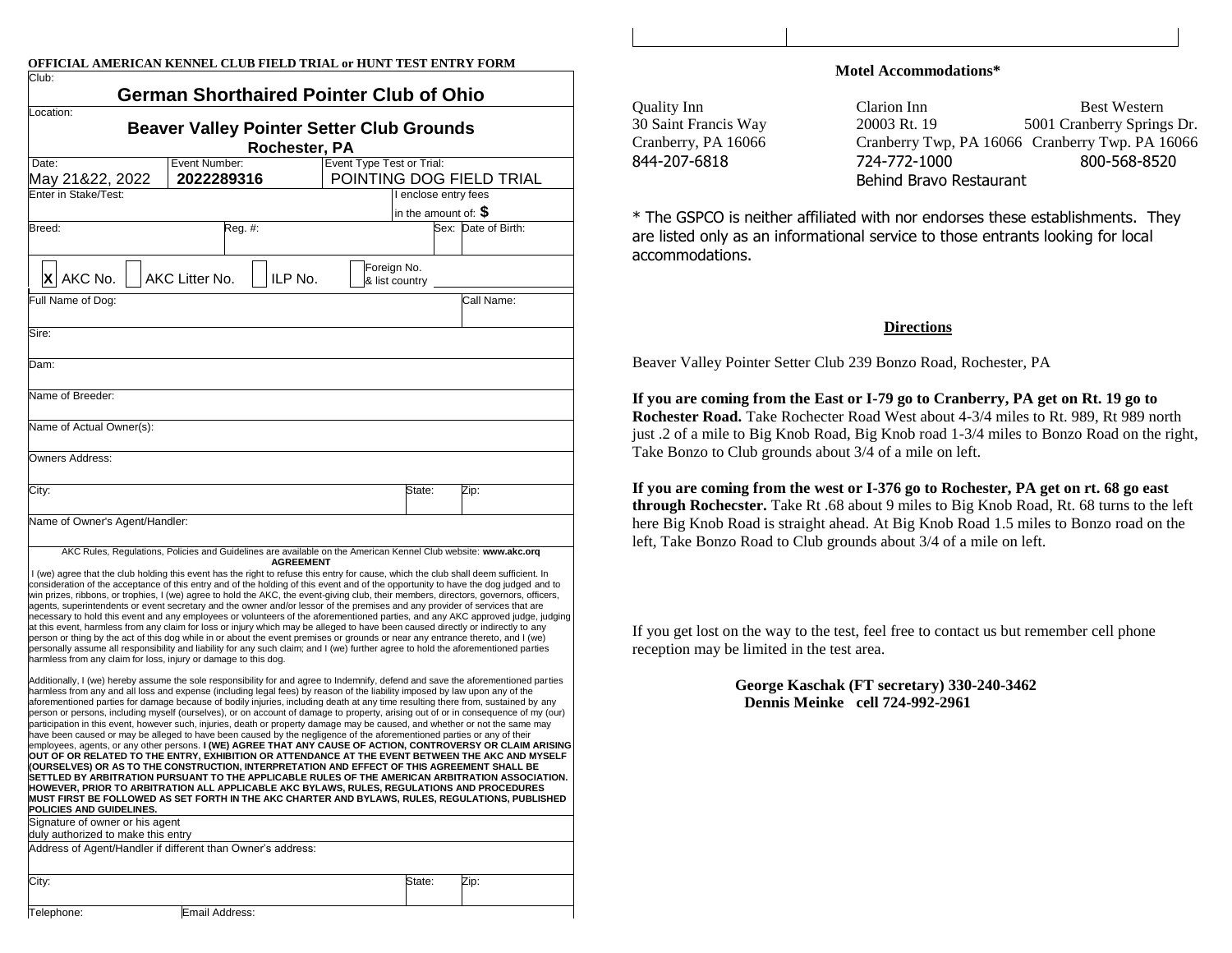**OFFICIAL AMERICAN KENNEL CLUB FIELD TRIAL or HUNT TEST ENTRY FORM**

Club:
**German Shorthaired Pointer Club of Ohio**

Location:
**Beaver Valley Pointer Setter Club Grounds**
**Rochester, PA**

| Date: | Event Number: | Event Type Test or Trial: |
|---|---|---|
| May 21&22, 2022 | **2022289316** | POINTING DOG FIELD TRIAL |

Enter in Stake/Test: | I enclose entry fees in the amount of: **$**

Breed: | Reg. #: | Sex: | Date of Birth:

**X** AKC No. | AKC Litter No. | ILP No. | Foreign No. & list country

Full Name of Dog: | Call Name:

Sire:

Dam:

Name of Breeder:

Name of Actual Owner(s):

Owners Address:

City: | State: | Zip:

Name of Owner's Agent/Handler:

AKC Rules, Regulations, Policies and Guidelines are available on the American Kennel Club website: **www.akc.orq**

**AGREEMENT**

I (we) agree that the club holding this event has the right to refuse this entry for cause, which the club shall deem sufficient. In consideration of the acceptance of this entry and of the holding of this event and of the opportunity to have the dog judged and to win prizes, ribbons, or trophies, I (we) agree to hold the AKC, the event-giving club, their members, directors, governors, officers, agents, superintendents or event secretary and the owner and/or lessor of the premises and any provider of services that are necessary to hold this event and any employees or volunteers of the aforementioned parties, and any AKC approved judge, judging at this event, harmless from any claim for loss or injury which may be alleged to have been caused directly or indirectly to any person or thing by the act of this dog while in or about the event premises or grounds or near any entrance thereto, and I (we) personally assume all responsibility and liability for any such claim; and I (we) further agree to hold the aforementioned parties harmless from any claim for loss, injury or damage to this dog.

Additionally, I (we) hereby assume the sole responsibility for and agree to Indemnify, defend and save the aforementioned parties harmless from any and all loss and expense (including legal fees) by reason of the liability imposed by law upon any of the aforementioned parties for damage because of bodily injuries, including death at any time resulting there from, sustained by any person or persons, including myself (ourselves), or on account of damage to property, arising out of or in consequence of my (our) participation in this event, however such, injuries, death or property damage may be caused, and whether or not the same may have been caused or may be alleged to have been caused by the negligence of the aforementioned parties or any of their employees, agents, or any other persons. **I (WE) AGREE THAT ANY CAUSE OF ACTION, CONTROVERSY OR CLAIM ARISING OUT OF OR RELATED TO THE ENTRY, EXHIBITION OR ATTENDANCE AT THE EVENT BETWEEN THE AKC AND MYSELF (OURSELVES) OR AS TO THE CONSTRUCTION, INTERPRETATION AND EFFECT OF THIS AGREEMENT SHALL BE SETTLED BY ARBITRATION PURSUANT TO THE APPLICABLE RULES OF THE AMERICAN ARBITRATION ASSOCIATION. HOWEVER, PRIOR TO ARBITRATION ALL APPLICABLE AKC BYLAWS, RULES, REGULATIONS AND PROCEDURES MUST FIRST BE FOLLOWED AS SET FORTH IN THE AKC CHARTER AND BYLAWS, RULES, REGULATIONS, PUBLISHED POLICIES AND GUIDELINES.**

Signature of owner or his agent duly authorized to make this entry

Address of Agent/Handler if different than Owner's address:

City: | State: | Zip:

Telephone: | Email Address:

**Motel Accommodations***

| Quality Inn | Clarion Inn | Best Western |
|---|---|---|
| 30 Saint Francis Way | 20003 Rt. 19 | 5001 Cranberry Springs Dr. |
| Cranberry, PA 16066 | Cranberry Twp, PA 16066 | Cranberry Twp. PA 16066 |
| 844-207-6818 | 724-772-1000 | 800-568-8520 |
| | Behind Bravo Restaurant | |

* The GSPCO is neither affiliated with nor endorses these establishments. They are listed only as an informational service to those entrants looking for local accommodations.

**Directions**

Beaver Valley Pointer Setter Club 239 Bonzo Road, Rochester, PA

**If you are coming from the East or I-79 go to Cranberry, PA get on Rt. 19 go to Rochester Road.** Take Rochecter Road West about 4-3/4 miles to Rt. 989, Rt 989 north just .2 of a mile to Big Knob Road, Big Knob road 1-3/4 miles to Bonzo Road on the right, Take Bonzo to Club grounds about 3/4 of a mile on left.

**If you are coming from the west or I-376 go to Rochester, PA get on rt. 68 go east through Rochecster.** Take Rt .68 about 9 miles to Big Knob Road, Rt. 68 turns to the left here Big Knob Road is straight ahead. At Big Knob Road 1.5 miles to Bonzo road on the left, Take Bonzo Road to Club grounds about 3/4 of a mile on left.

If you get lost on the way to the test, feel free to contact us but remember cell phone reception may be limited in the test area.

**George Kaschak (FT secretary) 330-240-3462**
**Dennis Meinke cell 724-992-2961**